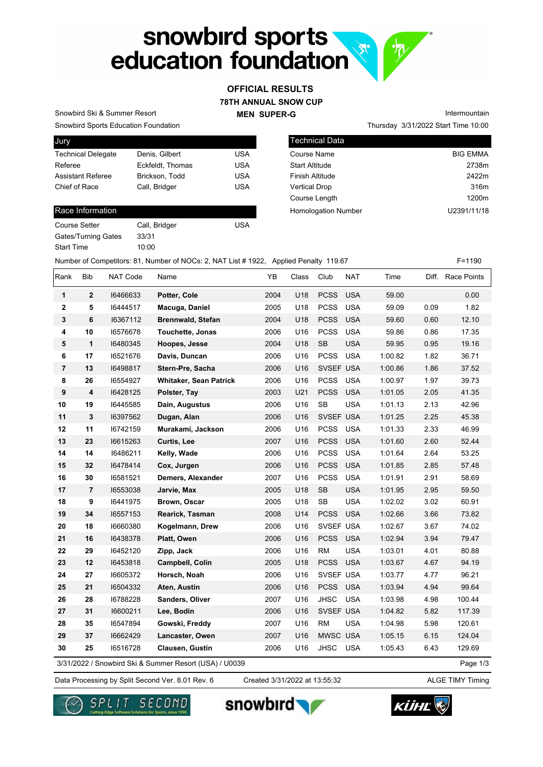# OFFICIAL RESULTS

## 78TH ANNUAL SNOW CUP

## MEN SUPER-G

Snowbird Ski & Summer Resort
Snowbird Sports Education Foundation

Intermountain
Thursday 3/31/2022 Start Time 10:00

| Jury | | |
|---|---|---|
| Technical Delegate | Denis, Gilbert | USA |
| Referee | Eckfeldt, Thomas | USA |
| Assistant Referee | Brickson, Todd | USA |
| Chief of Race | Call, Bridger | USA |

| Technical Data | |
|---|---|
| Course Name | BIG EMMA |
| Start Altitude | 2738m |
| Finish Altitude | 2422m |
| Vertical Drop | 316m |
| Course Length | 1200m |
| Homologation Number | U2391/11/18 |

| Race Information | | |
|---|---|---|
| Course Setter | Call, Bridger | USA |
| Gates/Turning Gates | 33/31 | |
| Start Time | 10:00 | |

Number of Competitors: 81, Number of NOCs: 2, NAT List # 1922, Applied Penalty 119.67 F=1190

| Rank | Bib | NAT Code | Name | YB | Class | Club | NAT | Time | Diff. | Race Points |
|---|---|---|---|---|---|---|---|---|---|---|
| 1 | 2 | I6466633 | **Potter, Cole** | 2004 | U18 | PCSS | USA | 59.00 | | 0.00 |
| 2 | 5 | I6444517 | **Macuga, Daniel** | 2005 | U18 | PCSS | USA | 59.09 | 0.09 | 1.82 |
| 3 | 6 | I6367112 | **Brennwald, Stefan** | 2004 | U18 | PCSS | USA | 59.60 | 0.60 | 12.10 |
| 4 | 10 | I6576678 | **Touchette, Jonas** | 2006 | U16 | PCSS | USA | 59.86 | 0.86 | 17.35 |
| 5 | 1 | I6480345 | **Hoopes, Jesse** | 2004 | U18 | SB | USA | 59.95 | 0.95 | 19.16 |
| 6 | 17 | I6521676 | **Davis, Duncan** | 2006 | U16 | PCSS | USA | 1:00.82 | 1.82 | 36.71 |
| 7 | 13 | I6498817 | **Stern-Pre, Sacha** | 2006 | U16 | SVSEF | USA | 1:00.86 | 1.86 | 37.52 |
| 8 | 26 | I6554927 | **Whitaker, Sean Patrick** | 2006 | U16 | PCSS | USA | 1:00.97 | 1.97 | 39.73 |
| 9 | 4 | I6428125 | **Polster, Tay** | 2003 | U21 | PCSS | USA | 1:01.05 | 2.05 | 41.35 |
| 10 | 19 | I6445585 | **Dain, Augustus** | 2006 | U16 | SB | USA | 1:01.13 | 2.13 | 42.96 |
| 11 | 3 | I6397562 | **Dugan, Alan** | 2006 | U16 | SVSEF | USA | 1:01.25 | 2.25 | 45.38 |
| 12 | 11 | I6742159 | **Murakami, Jackson** | 2006 | U16 | PCSS | USA | 1:01.33 | 2.33 | 46.99 |
| 13 | 23 | I6615263 | **Curtis, Lee** | 2007 | U16 | PCSS | USA | 1:01.60 | 2.60 | 52.44 |
| 14 | 14 | I6486211 | **Kelly, Wade** | 2006 | U16 | PCSS | USA | 1:01.64 | 2.64 | 53.25 |
| 15 | 32 | I6478414 | **Cox, Jurgen** | 2006 | U16 | PCSS | USA | 1:01.85 | 2.85 | 57.48 |
| 16 | 30 | I6581521 | **Demers, Alexander** | 2007 | U16 | PCSS | USA | 1:01.91 | 2.91 | 58.69 |
| 17 | 7 | I6553038 | **Jarvie, Max** | 2005 | U18 | SB | USA | 1:01.95 | 2.95 | 59.50 |
| 18 | 9 | I6441975 | **Brown, Oscar** | 2005 | U18 | SB | USA | 1:02.02 | 3.02 | 60.91 |
| 19 | 34 | I6557153 | **Rearick, Tasman** | 2008 | U14 | PCSS | USA | 1:02.66 | 3.66 | 73.82 |
| 20 | 18 | I6660380 | **Kogelmann, Drew** | 2006 | U16 | SVSEF | USA | 1:02.67 | 3.67 | 74.02 |
| 21 | 16 | I6438378 | **Platt, Owen** | 2006 | U16 | PCSS | USA | 1:02.94 | 3.94 | 79.47 |
| 22 | 29 | I6452120 | **Zipp, Jack** | 2006 | U16 | RM | USA | 1:03.01 | 4.01 | 80.88 |
| 23 | 12 | I6453818 | **Campbell, Colin** | 2005 | U18 | PCSS | USA | 1:03.67 | 4.67 | 94.19 |
| 24 | 27 | I6605372 | **Horsch, Noah** | 2006 | U16 | SVSEF | USA | 1:03.77 | 4.77 | 96.21 |
| 25 | 21 | I6504332 | **Aten, Austin** | 2006 | U16 | PCSS | USA | 1:03.94 | 4.94 | 99.64 |
| 26 | 28 | I6788228 | **Sanders, Oliver** | 2007 | U16 | JHSC | USA | 1:03.98 | 4.98 | 100.44 |
| 27 | 31 | I6600211 | **Lee, Bodin** | 2006 | U16 | SVSEF | USA | 1:04.82 | 5.82 | 117.39 |
| 28 | 35 | I6547894 | **Gowski, Freddy** | 2007 | U16 | RM | USA | 1:04.98 | 5.98 | 120.61 |
| 29 | 37 | I6662429 | **Lancaster, Owen** | 2007 | U16 | MWSC | USA | 1:05.15 | 6.15 | 124.04 |
| 30 | 25 | I6516728 | **Clausen, Gustin** | 2006 | U16 | JHSC | USA | 1:05.43 | 6.43 | 129.69 |

3/31/2022 / Snowbird Ski & Summer Resort (USA) / U0039

Data Processing by Split Second Ver. 8.01 Rev. 6 Created 3/31/2022 at 13:55:32 ALGE TIMY Timing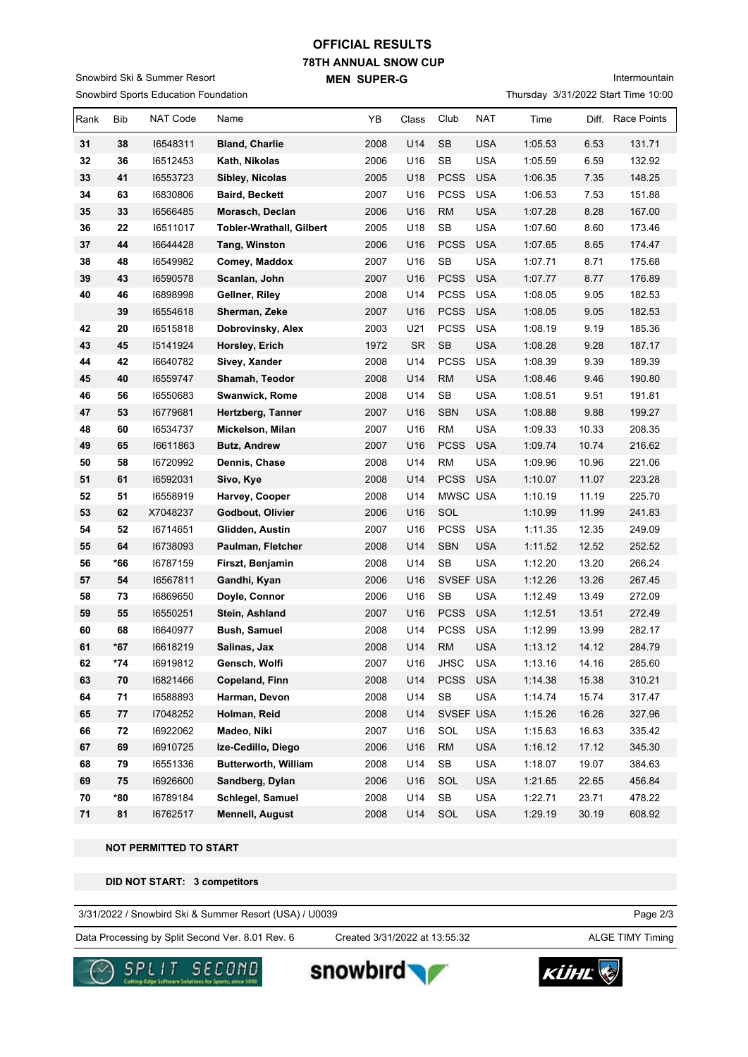# OFFICIAL RESULTS

## 78TH ANNUAL SNOW CUP

### MEN SUPER-G

Snowbird Ski & Summer Resort
Snowbird Sports Education Foundation

Intermountain
Thursday 3/31/2022 Start Time 10:00

| Rank | Bib | NAT Code | Name | YB | Class | Club | NAT | Time | Diff. | Race Points |
|---|---|---|---|---|---|---|---|---|---|---|
| 31 | 38 | I6548311 | **Bland, Charlie** | 2008 | U14 | SB | USA | 1:05.53 | 6.53 | 131.71 |
| 32 | 36 | I6512453 | **Kath, Nikolas** | 2006 | U16 | SB | USA | 1:05.59 | 6.59 | 132.92 |
| 33 | 41 | I6553723 | **Sibley, Nicolas** | 2005 | U18 | PCSS | USA | 1:06.35 | 7.35 | 148.25 |
| 34 | 63 | I6830806 | **Baird, Beckett** | 2007 | U16 | PCSS | USA | 1:06.53 | 7.53 | 151.88 |
| 35 | 33 | I6566485 | **Morasch, Declan** | 2006 | U16 | RM | USA | 1:07.28 | 8.28 | 167.00 |
| 36 | 22 | I6511017 | **Tobler-Wrathall, Gilbert** | 2005 | U18 | SB | USA | 1:07.60 | 8.60 | 173.46 |
| 37 | 44 | I6644428 | **Tang, Winston** | 2006 | U16 | PCSS | USA | 1:07.65 | 8.65 | 174.47 |
| 38 | 48 | I6549982 | **Comey, Maddox** | 2007 | U16 | SB | USA | 1:07.71 | 8.71 | 175.68 |
| 39 | 43 | I6590578 | **Scanlan, John** | 2007 | U16 | PCSS | USA | 1:07.77 | 8.77 | 176.89 |
| 40 | 46 | I6898998 | **Gellner, Riley** | 2008 | U14 | PCSS | USA | 1:08.05 | 9.05 | 182.53 |
| | 39 | I6554618 | **Sherman, Zeke** | 2007 | U16 | PCSS | USA | 1:08.05 | 9.05 | 182.53 |
| 42 | 20 | I6515818 | **Dobrovinsky, Alex** | 2003 | U21 | PCSS | USA | 1:08.19 | 9.19 | 185.36 |
| 43 | 45 | I5141924 | **Horsley, Erich** | 1972 | SR | SB | USA | 1:08.28 | 9.28 | 187.17 |
| 44 | 42 | I6640782 | **Sivey, Xander** | 2008 | U14 | PCSS | USA | 1:08.39 | 9.39 | 189.39 |
| 45 | 40 | I6559747 | **Shamah, Teodor** | 2008 | U14 | RM | USA | 1:08.46 | 9.46 | 190.80 |
| 46 | 56 | I6550683 | **Swanwick, Rome** | 2008 | U14 | SB | USA | 1:08.51 | 9.51 | 191.81 |
| 47 | 53 | I6779681 | **Hertzberg, Tanner** | 2007 | U16 | SBN | USA | 1:08.88 | 9.88 | 199.27 |
| 48 | 60 | I6534737 | **Mickelson, Milan** | 2007 | U16 | RM | USA | 1:09.33 | 10.33 | 208.35 |
| 49 | 65 | I6611863 | **Butz, Andrew** | 2007 | U16 | PCSS | USA | 1:09.74 | 10.74 | 216.62 |
| 50 | 58 | I6720992 | **Dennis, Chase** | 2008 | U14 | RM | USA | 1:09.96 | 10.96 | 221.06 |
| 51 | 61 | I6592031 | **Sivo, Kye** | 2008 | U14 | PCSS | USA | 1:10.07 | 11.07 | 223.28 |
| 52 | 51 | I6558919 | **Harvey, Cooper** | 2008 | U14 | MWSC | USA | 1:10.19 | 11.19 | 225.70 |
| 53 | 62 | X7048237 | **Godbout, Olivier** | 2006 | U16 | SOL | | 1:10.99 | 11.99 | 241.83 |
| 54 | 52 | I6714651 | **Glidden, Austin** | 2007 | U16 | PCSS | USA | 1:11.35 | 12.35 | 249.09 |
| 55 | 64 | I6738093 | **Paulman, Fletcher** | 2008 | U14 | SBN | USA | 1:11.52 | 12.52 | 252.52 |
| 56 | *66 | I6787159 | **Firszt, Benjamin** | 2008 | U14 | SB | USA | 1:12.20 | 13.20 | 266.24 |
| 57 | 54 | I6567811 | **Gandhi, Kyan** | 2006 | U16 | SVSEF | USA | 1:12.26 | 13.26 | 267.45 |
| 58 | 73 | I6869650 | **Doyle, Connor** | 2006 | U16 | SB | USA | 1:12.49 | 13.49 | 272.09 |
| 59 | 55 | I6550251 | **Stein, Ashland** | 2007 | U16 | PCSS | USA | 1:12.51 | 13.51 | 272.49 |
| 60 | 68 | I6640977 | **Bush, Samuel** | 2008 | U14 | PCSS | USA | 1:12.99 | 13.99 | 282.17 |
| 61 | *67 | I6618219 | **Salinas, Jax** | 2008 | U14 | RM | USA | 1:13.12 | 14.12 | 284.79 |
| 62 | *74 | I6919812 | **Gensch, Wolfi** | 2007 | U16 | JHSC | USA | 1:13.16 | 14.16 | 285.60 |
| 63 | 70 | I6821466 | **Copeland, Finn** | 2008 | U14 | PCSS | USA | 1:14.38 | 15.38 | 310.21 |
| 64 | 71 | I6588893 | **Harman, Devon** | 2008 | U14 | SB | USA | 1:14.74 | 15.74 | 317.47 |
| 65 | 77 | I7048252 | **Holman, Reid** | 2008 | U14 | SVSEF | USA | 1:15.26 | 16.26 | 327.96 |
| 66 | 72 | I6922062 | **Madeo, Niki** | 2007 | U16 | SOL | USA | 1:15.63 | 16.63 | 335.42 |
| 67 | 69 | I6910725 | **Ize-Cedillo, Diego** | 2006 | U16 | RM | USA | 1:16.12 | 17.12 | 345.30 |
| 68 | 79 | I6551336 | **Butterworth, William** | 2008 | U14 | SB | USA | 1:18.07 | 19.07 | 384.63 |
| 69 | 75 | I6926600 | **Sandberg, Dylan** | 2006 | U16 | SOL | USA | 1:21.65 | 22.65 | 456.84 |
| 70 | *80 | I6789184 | **Schlegel, Samuel** | 2008 | U14 | SB | USA | 1:22.71 | 23.71 | 478.22 |
| 71 | 81 | I6762517 | **Mennell, August** | 2008 | U14 | SOL | USA | 1:29.19 | 30.19 | 608.92 |

**NOT PERMITTED TO START**

**DID NOT START: 3 competitors**

3/31/2022 / Snowbird Ski & Summer Resort (USA) / U0039

Data Processing by Split Second Ver. 8.01 Rev. 6 Created 3/31/2022 at 13:55:32 ALGE TIMY Timing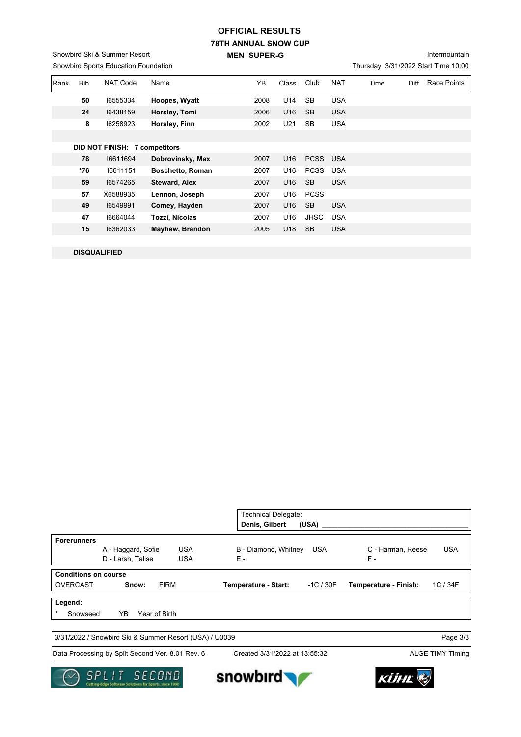# OFFICIAL RESULTS

## 78TH ANNUAL SNOW CUP

### MEN SUPER-G

Snowbird Ski & Summer Resort
Snowbird Sports Education Foundation

Intermountain
Thursday 3/31/2022 Start Time 10:00

| Rank | Bib | NAT Code | Name | YB | Class | Club | NAT | Time | Diff. | Race Points |
|---|---|---|---|---|---|---|---|---|---|---|
| | **50** | I6555334 | **Hoopes, Wyatt** | 2008 | U14 | SB | USA | | | |
| | **24** | I6438159 | **Horsley, Tomi** | 2006 | U16 | SB | USA | | | |
| | **8** | I6258923 | **Horsley, Finn** | 2002 | U21 | SB | USA | | | |
| | | | | | | | | | | |
| | **DID NOT FINISH: 7 competitors** | | | | | | | | | |
| | **78** | I6611694 | **Dobrovinsky, Max** | 2007 | U16 | PCSS | USA | | | |
| | ***76** | I6611151 | **Boschetto, Roman** | 2007 | U16 | PCSS | USA | | | |
| | **59** | I6574265 | **Steward, Alex** | 2007 | U16 | SB | USA | | | |
| | **57** | X6588935 | **Lennon, Joseph** | 2007 | U16 | PCSS | | | | |
| | **49** | I6549991 | **Comey, Hayden** | 2007 | U16 | SB | USA | | | |
| | **47** | I6664044 | **Tozzi, Nicolas** | 2007 | U16 | JHSC | USA | | | |
| | **15** | I6362033 | **Mayhew, Brandon** | 2005 | U18 | SB | USA | | | |
| | | | | | | | | | | |
| | **DISQUALIFIED** | | | | | | | | | |

Technical Delegate:
**Denis, Gilbert (USA)**

**Forerunners**

| | | | | | |
|---|---|---|---|---|---|
| A - Haggard, Sofie | USA | B - Diamond, Whitney | USA | C - Harman, Reese | USA |
| D - Larsh, Talise | USA | E - | | F - | |

**Conditions on course**

OVERCAST | **Snow:** FIRM | **Temperature - Start:** -1C / 30F | **Temperature - Finish:** 1C / 34F

**Legend:**

\* Snowseed    YB Year of Birth

3/31/2022 / Snowbird Ski & Summer Resort (USA) / U0039

Data Processing by Split Second Ver. 8.01 Rev. 6    Created 3/31/2022 at 13:55:32    ALGE TIMY Timing